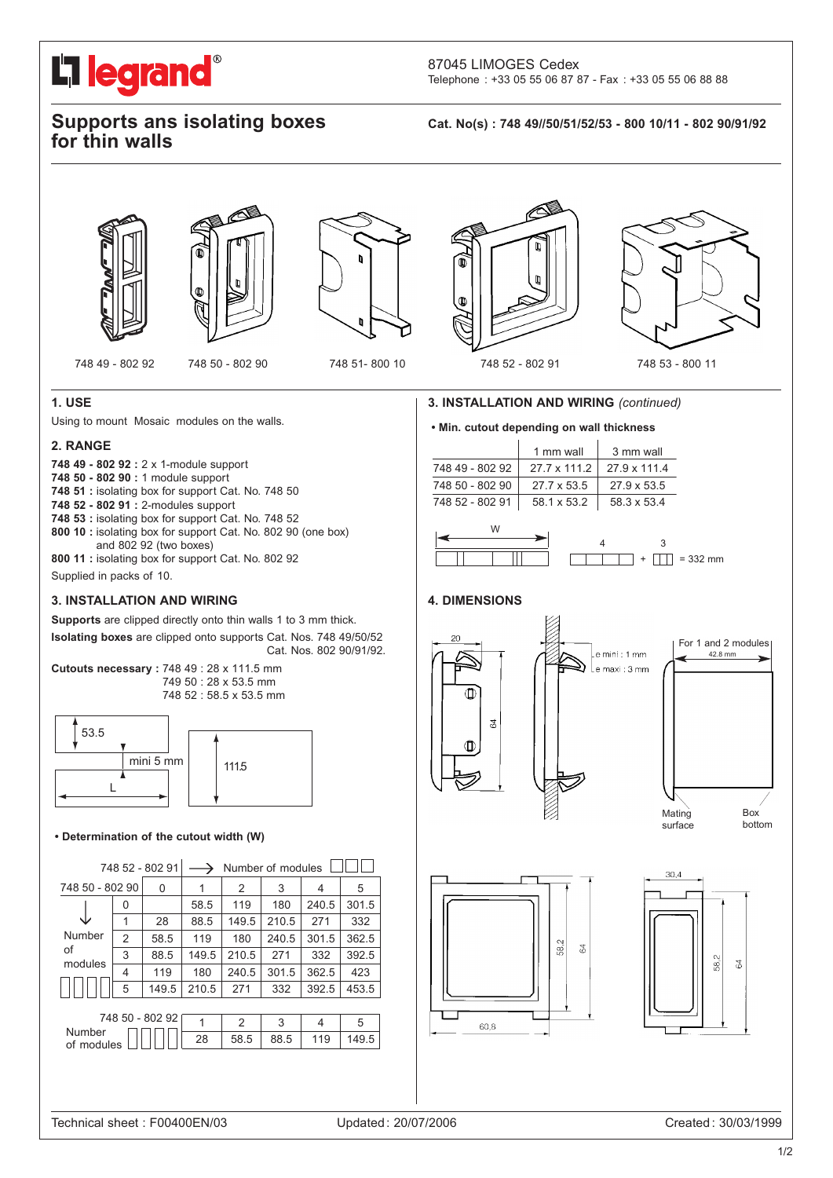87045 LIMOGES Cedex
Telephone : +33 05 55 06 87 87 - Fax : +33 05 55 06 88 88

# Supports ans isolating boxes for thin walls

**Cat. No(s) : 748 49//50/51/52/53 - 800 10/11 - 802 90/91/92**

748 49 - 802 92 | 748 50 - 802 90 | 748 51- 800 10 | 748 52 - 802 91 | 748 53 - 800 11

## 1. USE

Using to mount Mosaic modules on the walls.

## 2. RANGE

**748 49 - 802 92 :** 2 x 1-module support
**748 50 - 802 90 :** 1 module support
**748 51 :** isolating box for support Cat. No. 748 50
**748 52 - 802 91 :** 2-modules support
**748 53 :** isolating box for support Cat. No. 748 52
**800 10 :** isolating box for support Cat. No. 802 90 (one box) and 802 92 (two boxes)
**800 11 :** isolating box for support Cat. No. 802 92

Supplied in packs of 10.

## 3. INSTALLATION AND WIRING

**Supports** are clipped directly onto thin walls 1 to 3 mm thick.

**Isolating boxes** are clipped onto supports Cat. Nos. 748 49/50/52 Cat. Nos. 802 90/91/92.

**Cutouts necessary :** 748 49 : 28 x 111.5 mm
749 50 : 28 x 53.5 mm
748 52 : 58.5 x 53.5 mm

53.5 — mini 5 mm — L — 111.5

• **Determination of the cutout width (W)**

| 748 50 - 802 90 \ 748 52 - 802 91 → Number of modules | | 0 | 1 | 2 | 3 | 4 | 5 |
|---|---|---|---|---|---|---|---|
| Number of modules ↓ | 0 | | 58.5 | 119 | 180 | 240.5 | 301.5 |
| | 1 | 28 | 88.5 | 149.5 | 210.5 | 271 | 332 |
| | 2 | 58.5 | 119 | 180 | 240.5 | 301.5 | 362.5 |
| | 3 | 88.5 | 149.5 | 210.5 | 271 | 332 | 392.5 |
| | 4 | 119 | 180 | 240.5 | 301.5 | 362.5 | 423 |
| | 5 | 149.5 | 210.5 | 271 | 332 | 392.5 | 453.5 |

| 748 50 - 802 92 Number of modules | 1 | 2 | 3 | 4 | 5 |
|---|---|---|---|---|---|
| | 28 | 58.5 | 88.5 | 119 | 149.5 |

## 3. INSTALLATION AND WIRING *(continued)*

• **Min. cutout depending on wall thickness**

| | 1 mm wall | 3 mm wall |
|---|---|---|
| 748 49 - 802 92 | 27.7 x 111.2 | 27.9 x 111.4 |
| 748 50 - 802 90 | 27.7 x 53.5 | 27.9 x 53.5 |
| 748 52 - 802 91 | 58.1 x 53.2 | 58.3 x 53.4 |

W

4 + 3 = 332 mm

## 4. DIMENSIONS

20 — 64 — e mini : 1 mm — e maxi : 3 mm — For 1 and 2 modules — 42.8 mm — Mating surface — Box bottom

60.8 — 58.2 — 64 — 30.4 — 58.2 — 64

Technical sheet : F00400EN/03 | Updated : 20/07/2006 | Created : 30/03/1999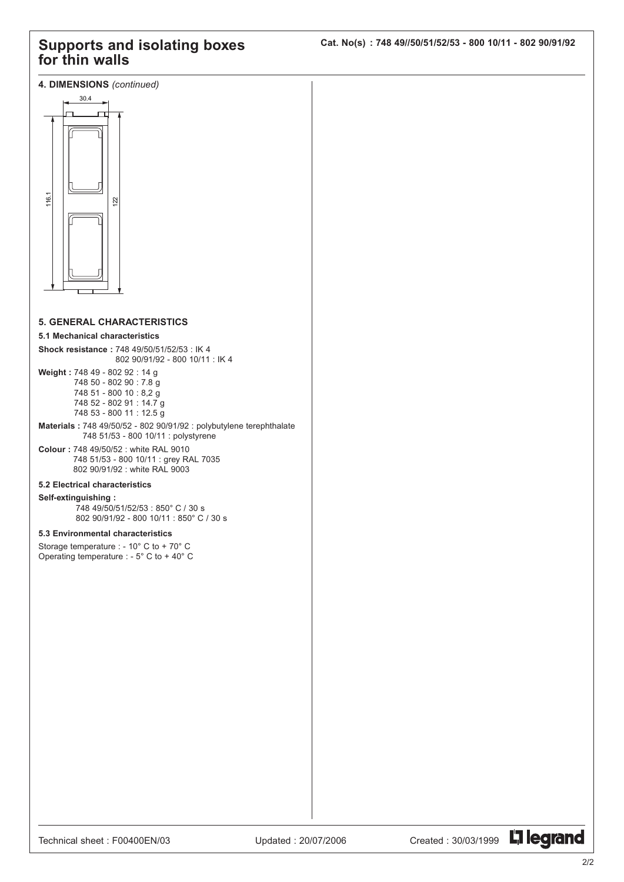# Supports and isolating boxes for thin walls

**Cat. No(s) : 748 49//50/51/52/53 - 800 10/11 - 802 90/91/92**

### 4. DIMENSIONS *(continued)*

30.4

116.1

122

### 5. GENERAL CHARACTERISTICS

#### 5.1 Mechanical characteristics

**Shock resistance :** 748 49/50/51/52/53 : IK 4
802 90/91/92 - 800 10/11 : IK 4

**Weight :** 748 49 - 802 92 : 14 g
748 50 - 802 90 : 7.8 g
748 51 - 800 10 : 8,2 g
748 52 - 802 91 : 14.7 g
748 53 - 800 11 : 12.5 g

**Materials :** 748 49/50/52 - 802 90/91/92 : polybutylene terephthalate
748 51/53 - 800 10/11 : polystyrene

**Colour :** 748 49/50/52 : white RAL 9010
748 51/53 - 800 10/11 : grey RAL 7035
802 90/91/92 : white RAL 9003

#### 5.2 Electrical characteristics

**Self-extinguishing :**
748 49/50/51/52/53 : 850° C / 30 s
802 90/91/92 - 800 10/11 : 850° C / 30 s

#### 5.3 Environmental characteristics

Storage temperature : - 10° C to + 70° C
Operating temperature : - 5° C to + 40° C

Technical sheet : F00400EN/03 Updated : 20/07/2006 Created : 30/03/1999